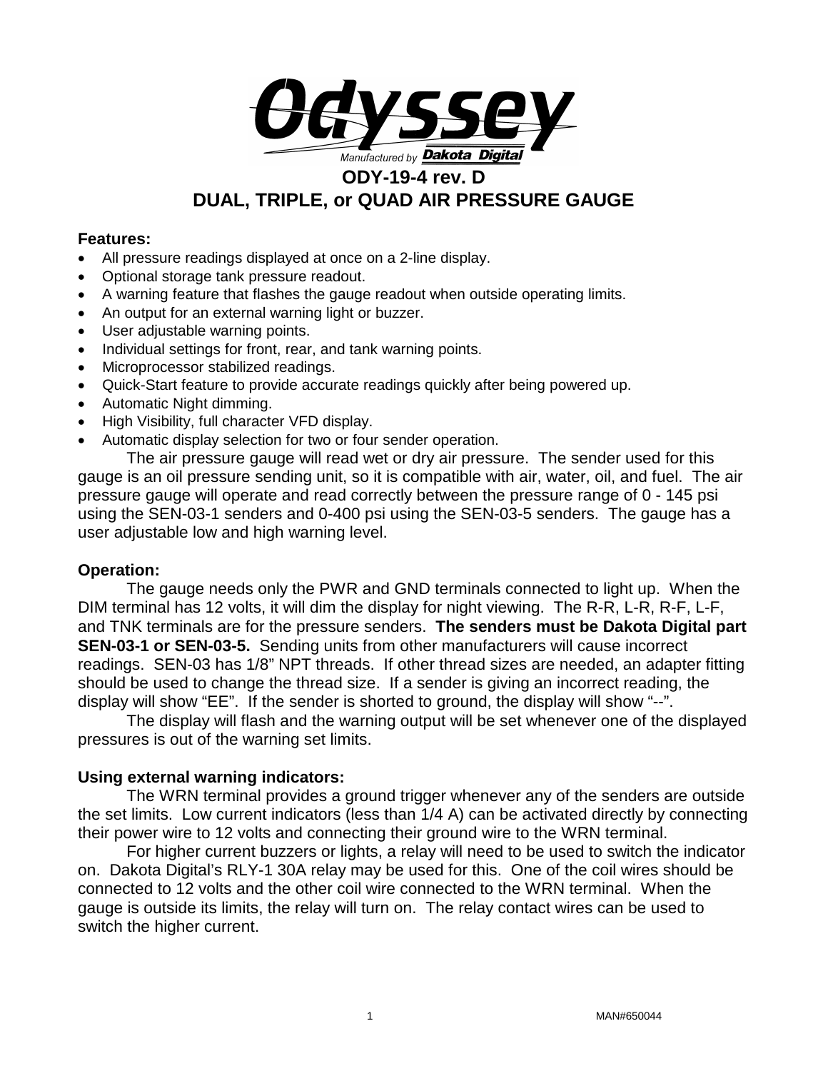Odyssey

Manufactured by Dakota Digital

# ODY-19-4 rev. D
# DUAL, TRIPLE, or QUAD AIR PRESSURE GAUGE

**Features:**

- All pressure readings displayed at once on a 2-line display.
- Optional storage tank pressure readout.
- A warning feature that flashes the gauge readout when outside operating limits.
- An output for an external warning light or buzzer.
- User adjustable warning points.
- Individual settings for front, rear, and tank warning points.
- Microprocessor stabilized readings.
- Quick-Start feature to provide accurate readings quickly after being powered up.
- Automatic Night dimming.
- High Visibility, full character VFD display.
- Automatic display selection for two or four sender operation.

The air pressure gauge will read wet or dry air pressure. The sender used for this gauge is an oil pressure sending unit, so it is compatible with air, water, oil, and fuel. The air pressure gauge will operate and read correctly between the pressure range of 0 - 145 psi using the SEN-03-1 senders and 0-400 psi using the SEN-03-5 senders. The gauge has a user adjustable low and high warning level.

**Operation:**

The gauge needs only the PWR and GND terminals connected to light up. When the DIM terminal has 12 volts, it will dim the display for night viewing. The R-R, L-R, R-F, L-F, and TNK terminals are for the pressure senders. **The senders must be Dakota Digital part SEN-03-1 or SEN-03-5.** Sending units from other manufacturers will cause incorrect readings. SEN-03 has 1/8" NPT threads. If other thread sizes are needed, an adapter fitting should be used to change the thread size. If a sender is giving an incorrect reading, the display will show "EE". If the sender is shorted to ground, the display will show "--".

The display will flash and the warning output will be set whenever one of the displayed pressures is out of the warning set limits.

**Using external warning indicators:**

The WRN terminal provides a ground trigger whenever any of the senders are outside the set limits. Low current indicators (less than 1/4 A) can be activated directly by connecting their power wire to 12 volts and connecting their ground wire to the WRN terminal.

For higher current buzzers or lights, a relay will need to be used to switch the indicator on. Dakota Digital's RLY-1 30A relay may be used for this. One of the coil wires should be connected to 12 volts and the other coil wire connected to the WRN terminal. When the gauge is outside its limits, the relay will turn on. The relay contact wires can be used to switch the higher current.

MAN#650044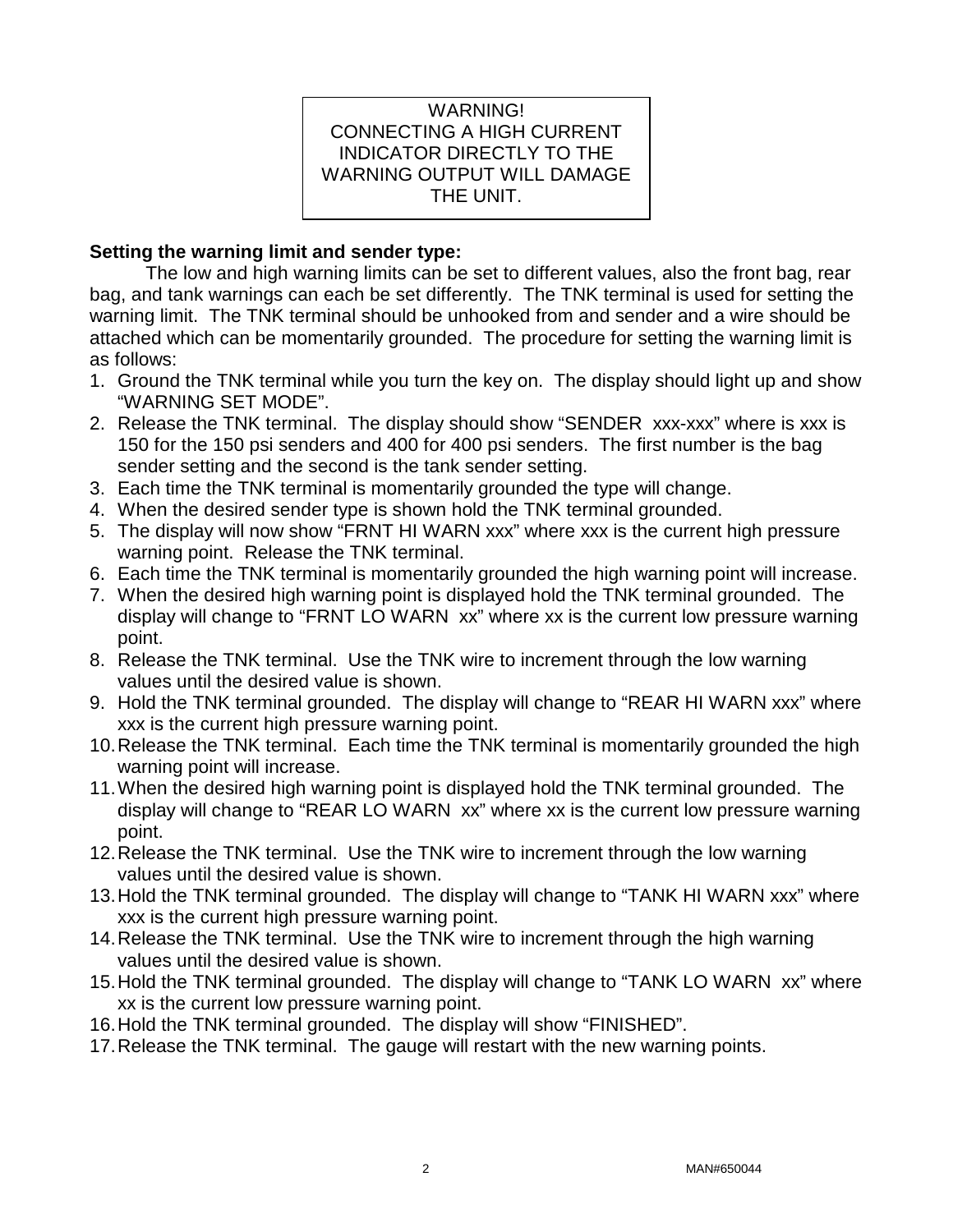WARNING!
CONNECTING A HIGH CURRENT INDICATOR DIRECTLY TO THE WARNING OUTPUT WILL DAMAGE THE UNIT.

**Setting the warning limit and sender type:**

The low and high warning limits can be set to different values, also the front bag, rear bag, and tank warnings can each be set differently. The TNK terminal is used for setting the warning limit. The TNK terminal should be unhooked from and sender and a wire should be attached which can be momentarily grounded. The procedure for setting the warning limit is as follows:

1. Ground the TNK terminal while you turn the key on. The display should light up and show "WARNING SET MODE".
2. Release the TNK terminal. The display should show "SENDER xxx-xxx" where is xxx is 150 for the 150 psi senders and 400 for 400 psi senders. The first number is the bag sender setting and the second is the tank sender setting.
3. Each time the TNK terminal is momentarily grounded the type will change.
4. When the desired sender type is shown hold the TNK terminal grounded.
5. The display will now show "FRNT HI WARN xxx" where xxx is the current high pressure warning point. Release the TNK terminal.
6. Each time the TNK terminal is momentarily grounded the high warning point will increase.
7. When the desired high warning point is displayed hold the TNK terminal grounded. The display will change to "FRNT LO WARN xx" where xx is the current low pressure warning point.
8. Release the TNK terminal. Use the TNK wire to increment through the low warning values until the desired value is shown.
9. Hold the TNK terminal grounded. The display will change to "REAR HI WARN xxx" where xxx is the current high pressure warning point.
10. Release the TNK terminal. Each time the TNK terminal is momentarily grounded the high warning point will increase.
11. When the desired high warning point is displayed hold the TNK terminal grounded. The display will change to "REAR LO WARN xx" where xx is the current low pressure warning point.
12. Release the TNK terminal. Use the TNK wire to increment through the low warning values until the desired value is shown.
13. Hold the TNK terminal grounded. The display will change to "TANK HI WARN xxx" where xxx is the current high pressure warning point.
14. Release the TNK terminal. Use the TNK wire to increment through the high warning values until the desired value is shown.
15. Hold the TNK terminal grounded. The display will change to "TANK LO WARN xx" where xx is the current low pressure warning point.
16. Hold the TNK terminal grounded. The display will show "FINISHED".
17. Release the TNK terminal. The gauge will restart with the new warning points.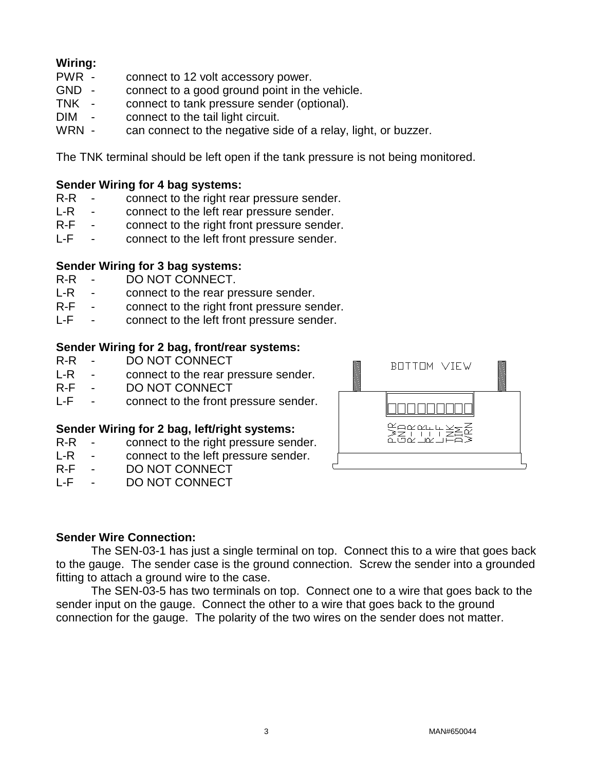**Wiring:**

PWR - connect to 12 volt accessory power.
GND - connect to a good ground point in the vehicle.
TNK - connect to tank pressure sender (optional).
DIM - connect to the tail light circuit.
WRN - can connect to the negative side of a relay, light, or buzzer.

The TNK terminal should be left open if the tank pressure is not being monitored.

**Sender Wiring for 4 bag systems:**

R-R - connect to the right rear pressure sender.
L-R - connect to the left rear pressure sender.
R-F - connect to the right front pressure sender.
L-F - connect to the left front pressure sender.

**Sender Wiring for 3 bag systems:**

R-R - DO NOT CONNECT.
L-R - connect to the rear pressure sender.
R-F - connect to the right front pressure sender.
L-F - connect to the left front pressure sender.

**Sender Wiring for 2 bag, front/rear systems:**

R-R - DO NOT CONNECT
L-R - connect to the rear pressure sender.
R-F - DO NOT CONNECT
L-F - connect to the front pressure sender.

**Sender Wiring for 2 bag, left/right systems:**

R-R - connect to the right pressure sender.
L-R - connect to the left pressure sender.
R-F - DO NOT CONNECT
L-F - DO NOT CONNECT

BOTTOM VIEW

PWR GND R-R L-R R-F L-F TNK DIM WRN

**Sender Wire Connection:**

The SEN-03-1 has just a single terminal on top. Connect this to a wire that goes back to the gauge. The sender case is the ground connection. Screw the sender into a grounded fitting to attach a ground wire to the case.

The SEN-03-5 has two terminals on top. Connect one to a wire that goes back to the sender input on the gauge. Connect the other to a wire that goes back to the ground connection for the gauge. The polarity of the two wires on the sender does not matter.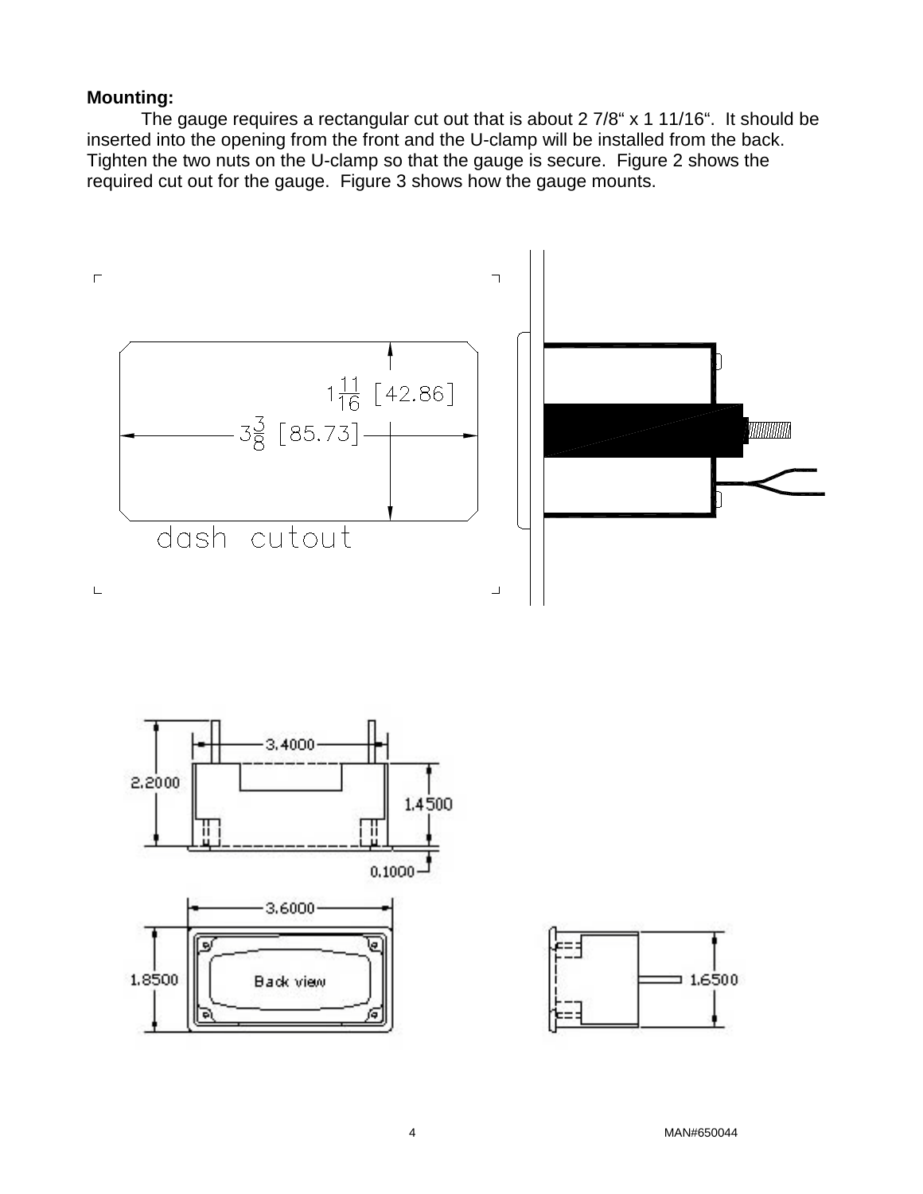**Mounting:**

The gauge requires a rectangular cut out that is about 2 7/8" x 1 11/16". It should be inserted into the opening from the front and the U-clamp will be installed from the back. Tighten the two nuts on the U-clamp so that the gauge is secure. Figure 2 shows the required cut out for the gauge. Figure 3 shows how the gauge mounts.

1 11/16 [42.86]

3 3/8 [85.73]

dash cutout

3.4000

2.2000

1.4500

0.1000

3.6000

1.8500

Back view

1.6500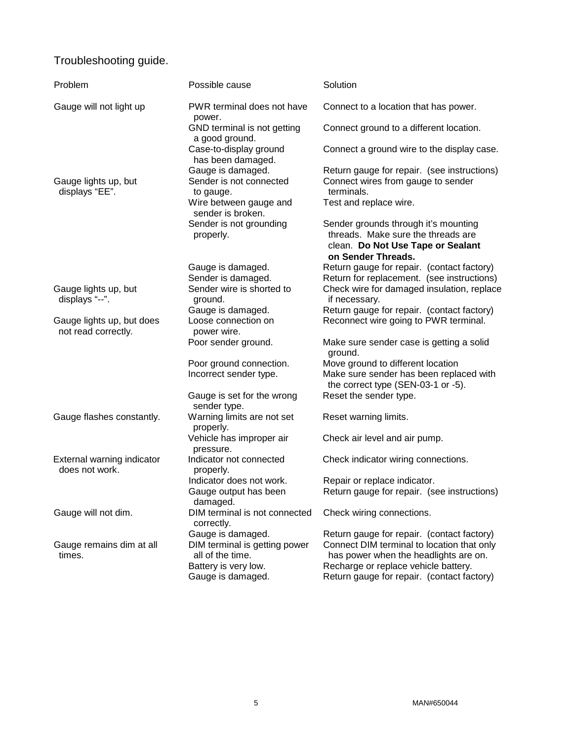Troubleshooting guide.

| Problem | Possible cause | Solution |
|---|---|---|
| Gauge will not light up | PWR terminal does not have power. | Connect to a location that has power. |
| | GND terminal is not getting a good ground. | Connect ground to a different location. |
| | Case-to-display ground has been damaged. | Connect a ground wire to the display case. |
| | Gauge is damaged. | Return gauge for repair. (see instructions) |
| Gauge lights up, but displays "EE". | Sender is not connected to gauge. | Connect wires from gauge to sender terminals. |
| | Wire between gauge and sender is broken. | Test and replace wire. |
| | Sender is not grounding properly. | Sender grounds through it's mounting threads. Make sure the threads are clean. **Do Not Use Tape or Sealant on Sender Threads.** |
| | Gauge is damaged. | Return gauge for repair. (contact factory) |
| | Sender is damaged. | Return for replacement. (see instructions) |
| Gauge lights up, but displays "--". | Sender wire is shorted to ground. | Check wire for damaged insulation, replace if necessary. |
| | Gauge is damaged. | Return gauge for repair. (contact factory) |
| Gauge lights up, but does not read correctly. | Loose connection on power wire. | Reconnect wire going to PWR terminal. |
| | Poor sender ground. | Make sure sender case is getting a solid ground. |
| | Poor ground connection. | Move ground to different location |
| | Incorrect sender type. | Make sure sender has been replaced with the correct type (SEN-03-1 or -5). |
| | Gauge is set for the wrong sender type. | Reset the sender type. |
| Gauge flashes constantly. | Warning limits are not set properly. | Reset warning limits. |
| | Vehicle has improper air pressure. | Check air level and air pump. |
| External warning indicator does not work. | Indicator not connected properly. | Check indicator wiring connections. |
| | Indicator does not work. | Repair or replace indicator. |
| | Gauge output has been damaged. | Return gauge for repair. (see instructions) |
| Gauge will not dim. | DIM terminal is not connected correctly. | Check wiring connections. |
| | Gauge is damaged. | Return gauge for repair. (contact factory) |
| Gauge remains dim at all times. | DIM terminal is getting power all of the time. | Connect DIM terminal to location that only has power when the headlights are on. |
| | Battery is very low. | Recharge or replace vehicle battery. |
| | Gauge is damaged. | Return gauge for repair. (contact factory) |

MAN#650044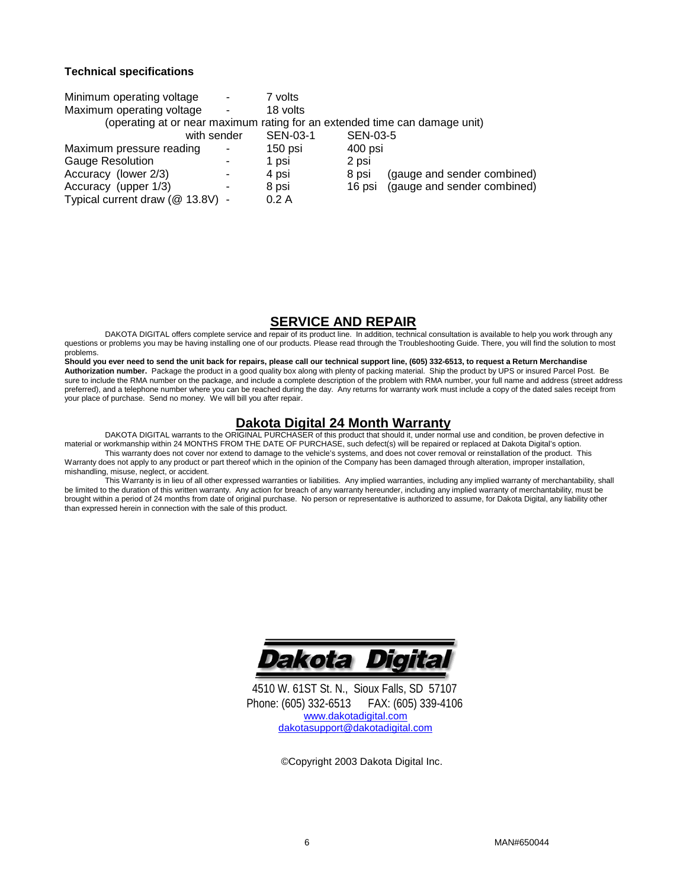### Technical specifications

| | | | | |
|---|---|---|---|---|
| Minimum operating voltage | - | 7 volts | | |
| Maximum operating voltage | - | 18 volts | | |
| (operating at or near maximum rating for an extended time can damage unit) | | | | |
| with sender | | SEN-03-1 | SEN-03-5 | |
| Maximum pressure reading | - | 150 psi | 400 psi | |
| Gauge Resolution | - | 1 psi | 2 psi | |
| Accuracy (lower 2/3) | - | 4 psi | 8 psi | (gauge and sender combined) |
| Accuracy (upper 1/3) | - | 8 psi | 16 psi | (gauge and sender combined) |
| Typical current draw (@ 13.8V) | - | 0.2 A | | |

## SERVICE AND REPAIR

DAKOTA DIGITAL offers complete service and repair of its product line. In addition, technical consultation is available to help you work through any questions or problems you may be having installing one of our products. Please read through the Troubleshooting Guide. There, you will find the solution to most problems.

**Should you ever need to send the unit back for repairs, please call our technical support line, (605) 332-6513, to request a Return Merchandise Authorization number.** Package the product in a good quality box along with plenty of packing material. Ship the product by UPS or insured Parcel Post. Be sure to include the RMA number on the package, and include a complete description of the problem with RMA number, your full name and address (street address preferred), and a telephone number where you can be reached during the day. Any returns for warranty work must include a copy of the dated sales receipt from your place of purchase. Send no money. We will bill you after repair.

## Dakota Digital 24 Month Warranty

DAKOTA DIGITAL warrants to the ORIGINAL PURCHASER of this product that should it, under normal use and condition, be proven defective in material or workmanship within 24 MONTHS FROM THE DATE OF PURCHASE, such defect(s) will be repaired or replaced at Dakota Digital's option.

This warranty does not cover nor extend to damage to the vehicle's systems, and does not cover removal or reinstallation of the product. This Warranty does not apply to any product or part thereof which in the opinion of the Company has been damaged through alteration, improper installation, mishandling, misuse, neglect, or accident.

This Warranty is in lieu of all other expressed warranties or liabilities. Any implied warranties, including any implied warranty of merchantability, shall be limited to the duration of this written warranty. Any action for breach of any warranty hereunder, including any implied warranty of merchantability, must be brought within a period of 24 months from date of original purchase. No person or representative is authorized to assume, for Dakota Digital, any liability other than expressed herein in connection with the sale of this product.

Dakota Digital

4510 W. 61ST St. N., Sioux Falls, SD 57107
Phone: (605) 332-6513 FAX: (605) 339-4106
www.dakotadigital.com
dakotasupport@dakotadigital.com

©Copyright 2003 Dakota Digital Inc.

MAN#650044